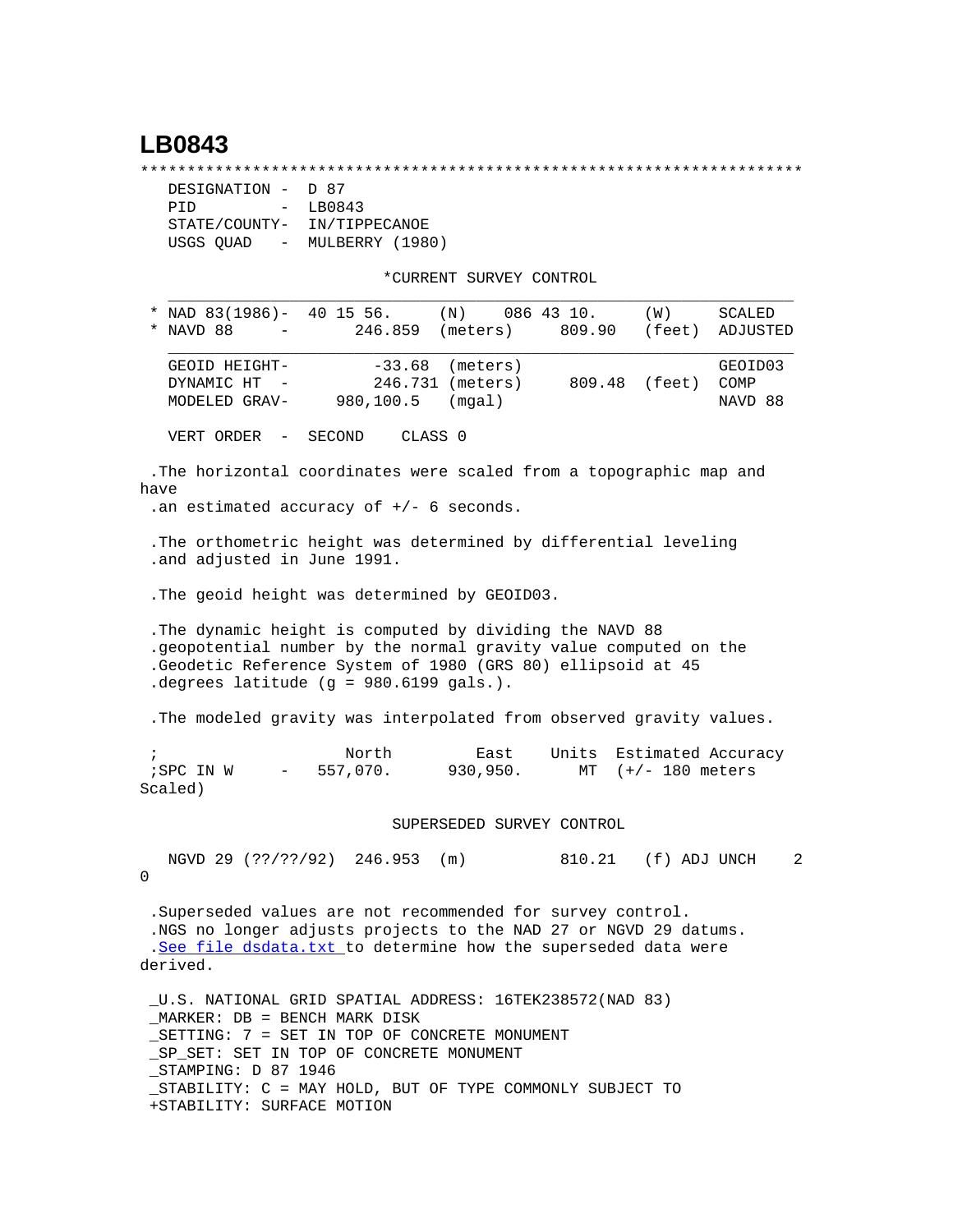# LB0843

```
*********************************************************************
  DESIGNATION -  D 87
  PID         -  LB0843
  STATE/COUNTY-  IN/TIPPECANOE
  USGS QUAD   -  MULBERRY (1980)

                         *CURRENT SURVEY CONTROL
  ___________________________________________________________________
* NAD 83(1986)-  40 15 56.     (N)    086 43 10.     (W)     SCALED
* NAVD 88     -       246.859  (meters)     809.90   (feet)  ADJUSTED
  ___________________________________________________________________
  GEOID HEIGHT-        -33.68  (meters)                      GEOID03
  DYNAMIC HT  -       246.731 (meters)      809.48  (feet)   COMP
  MODELED GRAV-     980,100.5   (mgal)                       NAVD 88

  VERT ORDER  -  SECOND     CLASS 0

.The horizontal coordinates were scaled from a topographic map and
have
.an estimated accuracy of +/- 6 seconds.

.The orthometric height was determined by differential leveling
.and adjusted in June 1991.

.The geoid height was determined by GEOID03.

.The dynamic height is computed by dividing the NAVD 88
.geopotential number by the normal gravity value computed on the
.Geodetic Reference System of 1980 (GRS 80) ellipsoid at 45
.degrees latitude (g = 980.6199 gals.).

.The modeled gravity was interpolated from observed gravity values.

;                   North         East     Units  Estimated Accuracy
;SPC IN W     -   557,070.      930,950.     MT  (+/- 180 meters
Scaled)

                         SUPERSEDED SURVEY CONTROL

  NGVD 29 (??/??/92)  246.953  (m)          810.21   (f) ADJ UNCH    2
0

.Superseded values are not recommended for survey control.
.NGS no longer adjusts projects to the NAD 27 or NGVD 29 datums.
.See file dsdata.txt to determine how the superseded data were
derived.

_U.S. NATIONAL GRID SPATIAL ADDRESS: 16TEK238572(NAD 83)
_MARKER: DB = BENCH MARK DISK
_SETTING: 7 = SET IN TOP OF CONCRETE MONUMENT
_SP_SET: SET IN TOP OF CONCRETE MONUMENT
_STAMPING: D 87 1946
_STABILITY: C = MAY HOLD, BUT OF TYPE COMMONLY SUBJECT TO
+STABILITY: SURFACE MOTION
```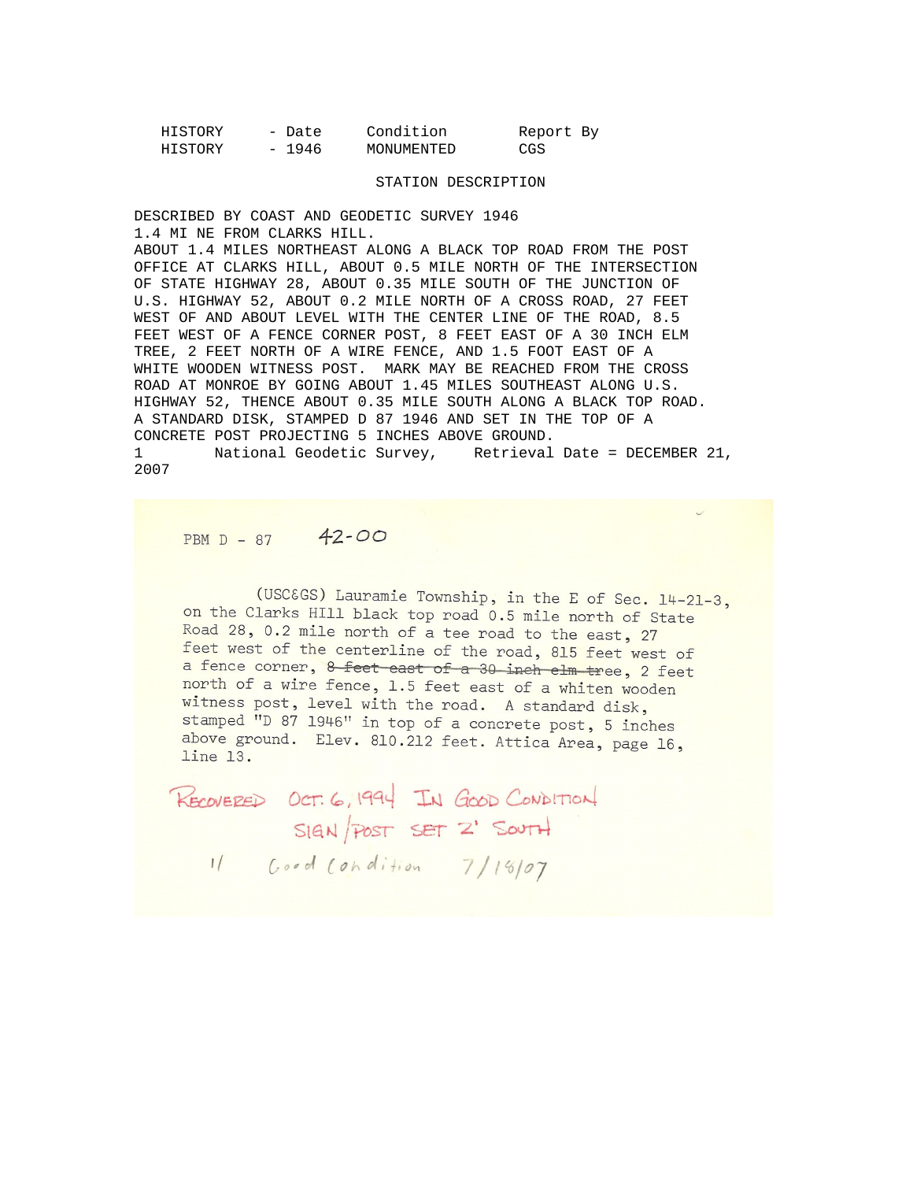| HISTORY | - Date | Condition | Report By |
|---|---|---|---|
| HISTORY | - 1946 | MONUMENTED | CGS |

STATION DESCRIPTION

DESCRIBED BY COAST AND GEODETIC SURVEY 1946
1.4 MI NE FROM CLARKS HILL.
ABOUT 1.4 MILES NORTHEAST ALONG A BLACK TOP ROAD FROM THE POST OFFICE AT CLARKS HILL, ABOUT 0.5 MILE NORTH OF THE INTERSECTION OF STATE HIGHWAY 28, ABOUT 0.35 MILE SOUTH OF THE JUNCTION OF U.S. HIGHWAY 52, ABOUT 0.2 MILE NORTH OF A CROSS ROAD, 27 FEET WEST OF AND ABOUT LEVEL WITH THE CENTER LINE OF THE ROAD, 8.5 FEET WEST OF A FENCE CORNER POST, 8 FEET EAST OF A 30 INCH ELM TREE, 2 FEET NORTH OF A WIRE FENCE, AND 1.5 FOOT EAST OF A WHITE WOODEN WITNESS POST. MARK MAY BE REACHED FROM THE CROSS ROAD AT MONROE BY GOING ABOUT 1.45 MILES SOUTHEAST ALONG U.S. HIGHWAY 52, THENCE ABOUT 0.35 MILE SOUTH ALONG A BLACK TOP ROAD. A STANDARD DISK, STAMPED D 87 1946 AND SET IN THE TOP OF A CONCRETE POST PROJECTING 5 INCHES ABOVE GROUND.
1 National Geodetic Survey, Retrieval Date = DECEMBER 21, 2007

PBM D - 87 42-00

(USC&GS) Lauramie Township, in the E of Sec. 14-21-3, on the Clarks Hill black top road 0.5 mile north of State Road 28, 0.2 mile north of a tee road to the east, 27 feet west of the centerline of the road, 815 feet west of a fence corner, ~~8 feet east of a 30 inch elm tree~~, 2 feet north of a wire fence, 1.5 feet east of a whiten wooden witness post, level with the road. A standard disk, stamped "D 87 1946" in top of a concrete post, 5 inches above ground. Elev. 810.212 feet. Attica Area, page 16, line 13.

RECOVERED OCT. 6, 1994 IN GOOD CONDITION
SIGN/POST SET 2' SOUTH

" Good Condition 7/18/07